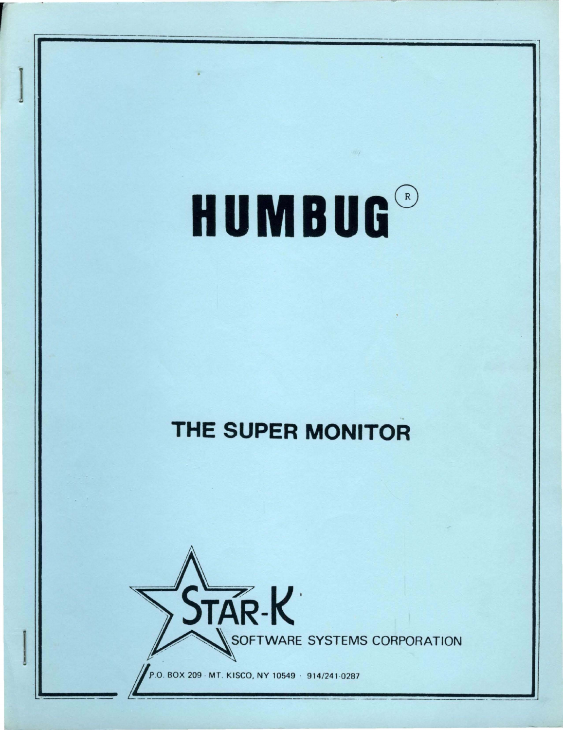# HUMBUG®

## THE SUPER MONITOR

STAR-K

SOFTWARE SYSTEMS CORPORATION

P.O. BOX 209 · MT. KISCO, NY 10549 · 914/241-0287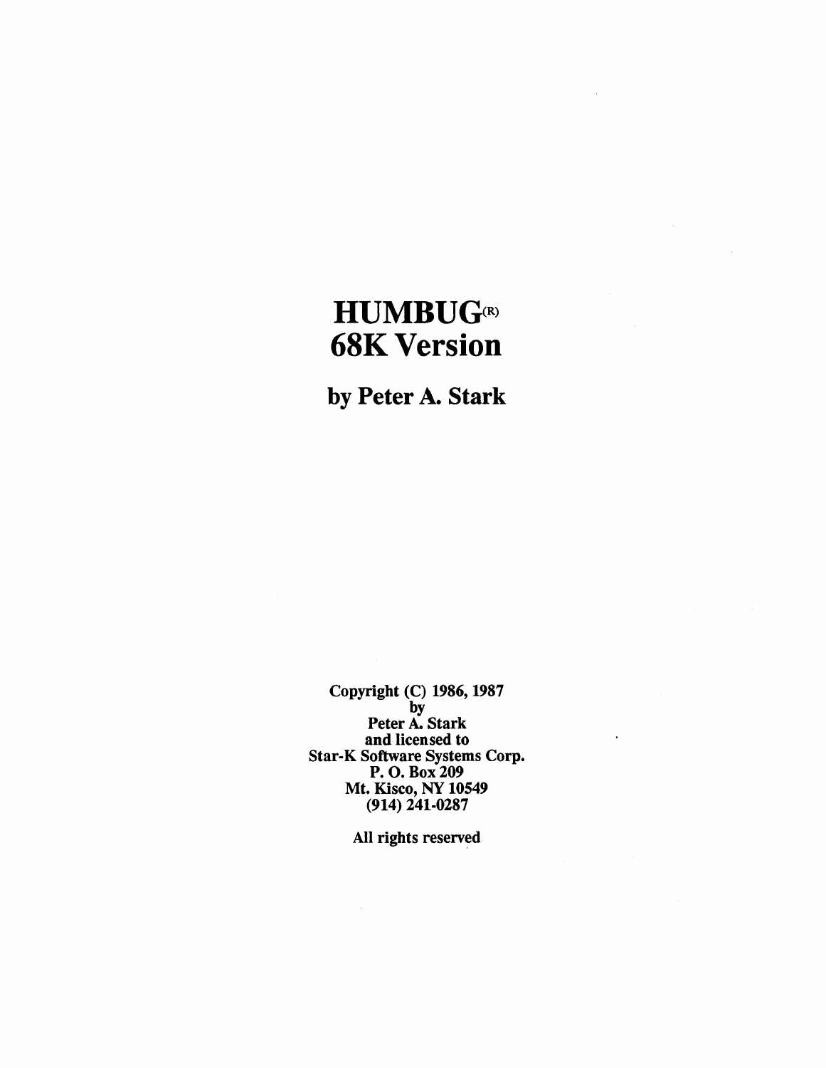# HUMBUG® 68K Version

## by Peter A. Stark

Copyright (C) 1986, 1987
by
Peter A. Stark
and licensed to
Star-K Software Systems Corp.
P. O. Box 209
Mt. Kisco, NY 10549
(914) 241-0287

All rights reserved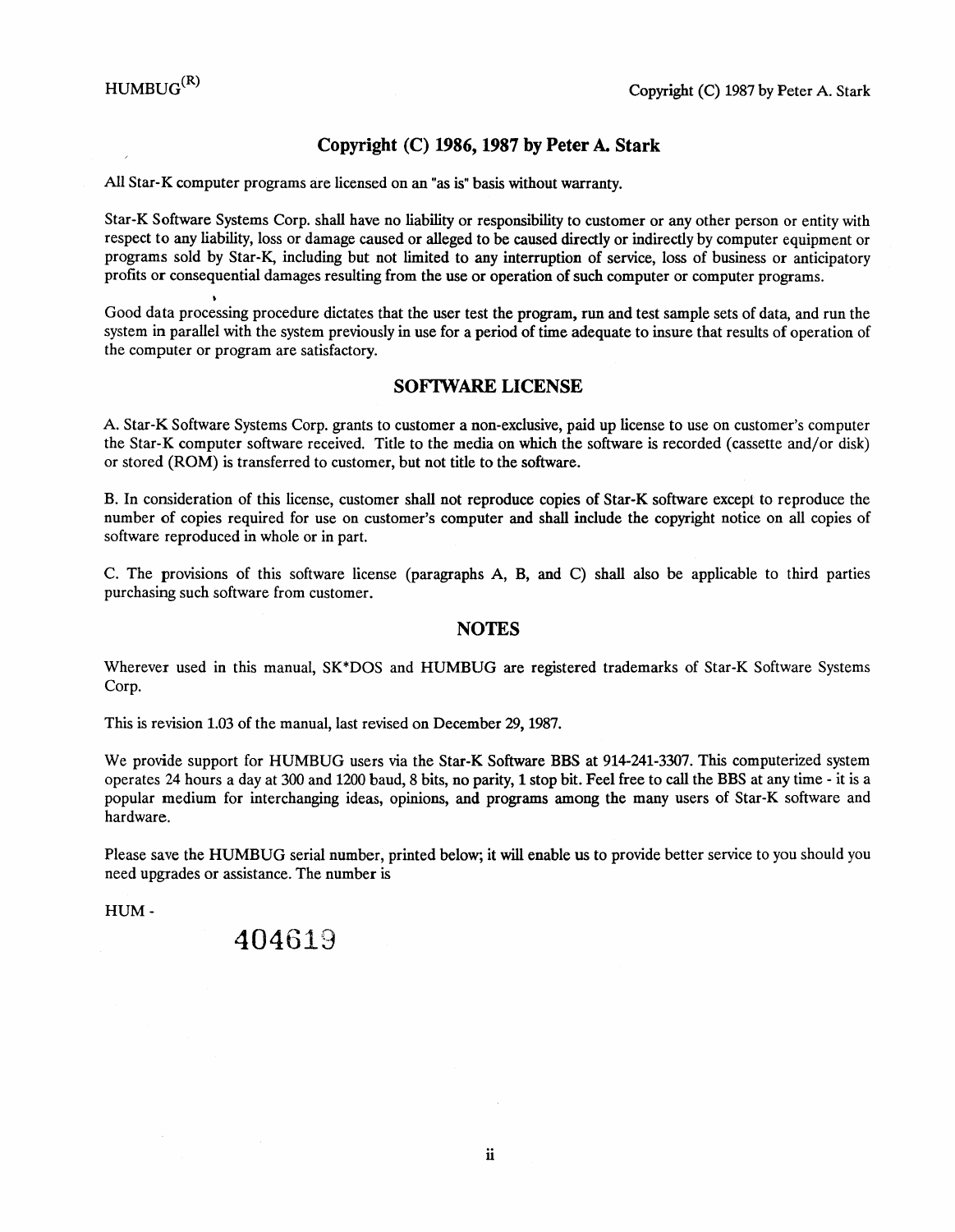## Copyright (C) 1986, 1987 by Peter A. Stark

All Star-K computer programs are licensed on an "as is" basis without warranty.

Star-K Software Systems Corp. shall have no liability or responsibility to customer or any other person or entity with respect to any liability, loss or damage caused or alleged to be caused directly or indirectly by computer equipment or programs sold by Star-K, including but not limited to any interruption of service, loss of business or anticipatory profits or consequential damages resulting from the use or operation of such computer or computer programs.

Good data processing procedure dictates that the user test the program, run and test sample sets of data, and run the system in parallel with the system previously in use for a period of time adequate to insure that results of operation of the computer or program are satisfactory.

## SOFTWARE LICENSE

A. Star-K Software Systems Corp. grants to customer a non-exclusive, paid up license to use on customer's computer the Star-K computer software received. Title to the media on which the software is recorded (cassette and/or disk) or stored (ROM) is transferred to customer, but not title to the software.

B. In consideration of this license, customer shall not reproduce copies of Star-K software except to reproduce the number of copies required for use on customer's computer and shall include the copyright notice on all copies of software reproduced in whole or in part.

C. The provisions of this software license (paragraphs A, B, and C) shall also be applicable to third parties purchasing such software from customer.

## NOTES

Wherever used in this manual, SK*DOS and HUMBUG are registered trademarks of Star-K Software Systems Corp.

This is revision 1.03 of the manual, last revised on December 29, 1987.

We provide support for HUMBUG users via the Star-K Software BBS at 914-241-3307. This computerized system operates 24 hours a day at 300 and 1200 baud, 8 bits, no parity, 1 stop bit. Feel free to call the BBS at any time - it is a popular medium for interchanging ideas, opinions, and programs among the many users of Star-K software and hardware.

Please save the HUMBUG serial number, printed below; it will enable us to provide better service to you should you need upgrades or assistance. The number is

HUM - 404619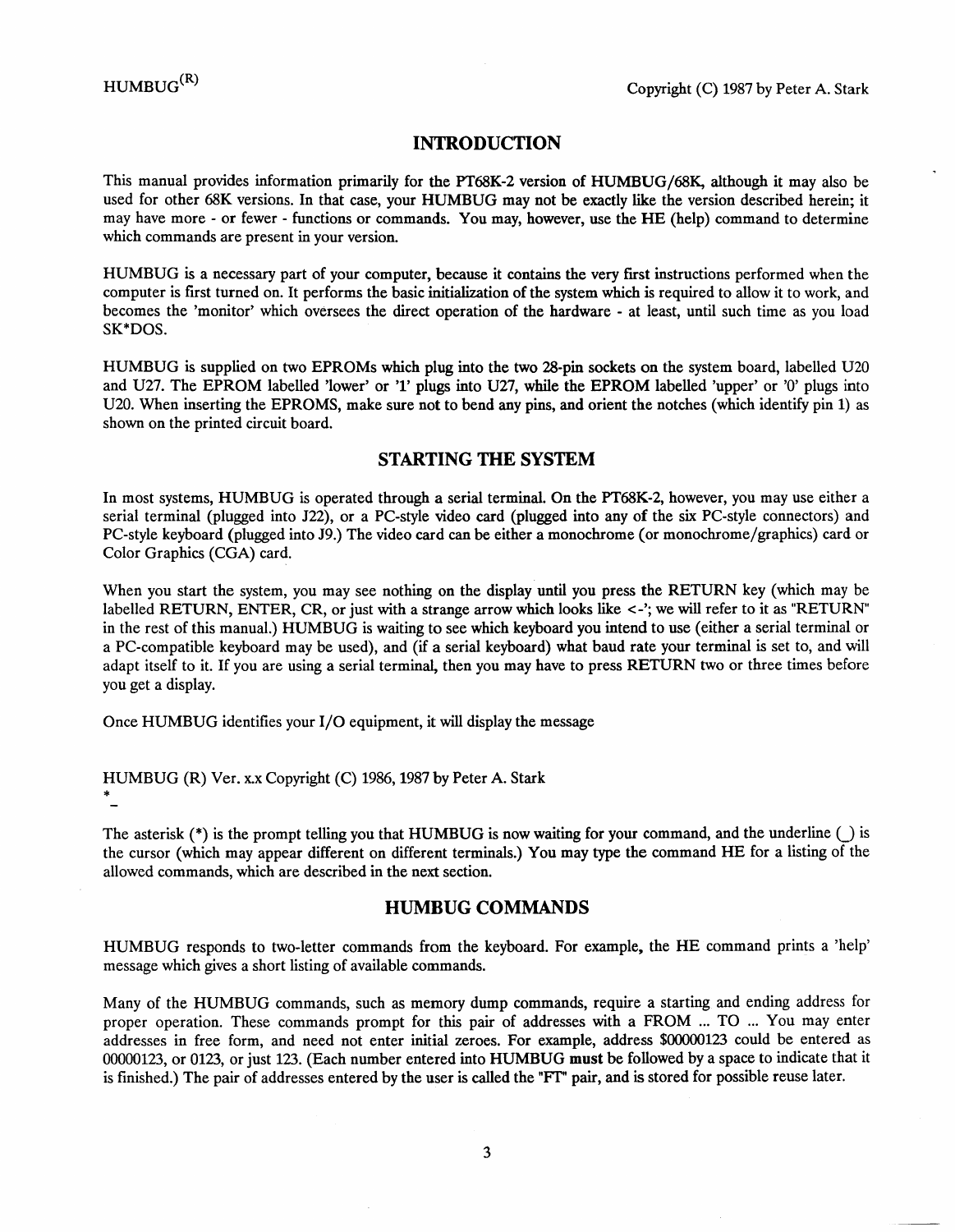## INTRODUCTION

This manual provides information primarily for the PT68K-2 version of HUMBUG/68K, although it may also be used for other 68K versions. In that case, your HUMBUG may not be exactly like the version described herein; it may have more - or fewer - functions or commands. You may, however, use the HE (help) command to determine which commands are present in your version.

HUMBUG is a necessary part of your computer, because it contains the very first instructions performed when the computer is first turned on. It performs the basic initialization of the system which is required to allow it to work, and becomes the 'monitor' which oversees the direct operation of the hardware - at least, until such time as you load SK*DOS.

HUMBUG is supplied on two EPROMs which plug into the two 28-pin sockets on the system board, labelled U20 and U27. The EPROM labelled 'lower' or '1' plugs into U27, while the EPROM labelled 'upper' or '0' plugs into U20. When inserting the EPROMS, make sure not to bend any pins, and orient the notches (which identify pin 1) as shown on the printed circuit board.

## STARTING THE SYSTEM

In most systems, HUMBUG is operated through a serial terminal. On the PT68K-2, however, you may use either a serial terminal (plugged into J22), or a PC-style video card (plugged into any of the six PC-style connectors) and PC-style keyboard (plugged into J9.) The video card can be either a monochrome (or monochrome/graphics) card or Color Graphics (CGA) card.

When you start the system, you may see nothing on the display until you press the RETURN key (which may be labelled RETURN, ENTER, CR, or just with a strange arrow which looks like <-'; we will refer to it as "RETURN" in the rest of this manual.) HUMBUG is waiting to see which keyboard you intend to use (either a serial terminal or a PC-compatible keyboard may be used), and (if a serial keyboard) what baud rate your terminal is set to, and will adapt itself to it. If you are using a serial terminal, then you may have to press RETURN two or three times before you get a display.

Once HUMBUG identifies your I/O equipment, it will display the message

```
HUMBUG (R) Ver. x.x Copyright (C) 1986, 1987 by Peter A. Stark
*_
```

The asterisk (*) is the prompt telling you that HUMBUG is now waiting for your command, and the underline (_) is the cursor (which may appear different on different terminals.) You may type the command HE for a listing of the allowed commands, which are described in the next section.

## HUMBUG COMMANDS

HUMBUG responds to two-letter commands from the keyboard. For example, the HE command prints a 'help' message which gives a short listing of available commands.

Many of the HUMBUG commands, such as memory dump commands, require a starting and ending address for proper operation. These commands prompt for this pair of addresses with a FROM ... TO ... You may enter addresses in free form, and need not enter initial zeroes. For example, address $00000123 could be entered as 00000123, or 0123, or just 123. (Each number entered into HUMBUG **must** be followed by a space to indicate that it is finished.) The pair of addresses entered by the user is called the "FT" pair, and is stored for possible reuse later.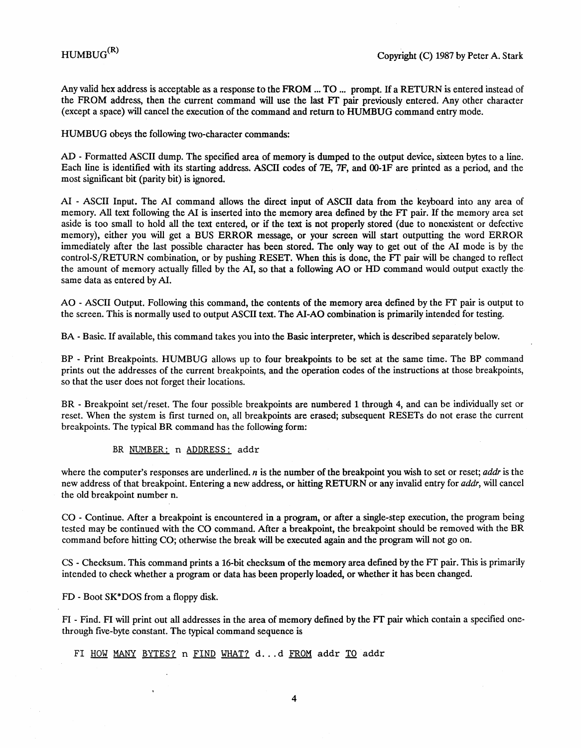Any valid hex address is acceptable as a response to the FROM ... TO ... prompt. If a RETURN is entered instead of the FROM address, then the current command will use the last FT pair previously entered. Any other character (except a space) will cancel the execution of the command and return to HUMBUG command entry mode.

HUMBUG obeys the following two-character commands:

AD - Formatted ASCII dump. The specified area of memory is dumped to the output device, sixteen bytes to a line. Each line is identified with its starting address. ASCII codes of 7E, 7F, and 00-1F are printed as a period, and the most significant bit (parity bit) is ignored.

AI - ASCII Input. The AI command allows the direct input of ASCII data from the keyboard into any area of memory. All text following the AI is inserted into the memory area defined by the FT pair. If the memory area set aside is too small to hold all the text entered, or if the text is not properly stored (due to nonexistent or defective memory), either you will get a BUS ERROR message, or your screen will start outputting the word ERROR immediately after the last possible character has been stored. The only way to get out of the AI mode is by the control-S/RETURN combination, or by pushing RESET. When this is done, the FT pair will be changed to reflect the amount of memory actually filled by the AI, so that a following AO or HD command would output exactly the same data as entered by AI.

AO - ASCII Output. Following this command, the contents of the memory area defined by the FT pair is output to the screen. This is normally used to output ASCII text. The AI-AO combination is primarily intended for testing.

BA - Basic. If available, this command takes you into the Basic interpreter, which is described separately below.

BP - Print Breakpoints. HUMBUG allows up to four breakpoints to be set at the same time. The BP command prints out the addresses of the current breakpoints, and the operation codes of the instructions at those breakpoints, so that the user does not forget their locations.

BR - Breakpoint set/reset. The four possible breakpoints are numbered 1 through 4, and can be individually set or reset. When the system is first turned on, all breakpoints are erased; subsequent RESETs do not erase the current breakpoints. The typical BR command has the following form:

```
BR NUMBER: n ADDRESS: addr
```

where the computer's responses are underlined. *n* is the number of the breakpoint you wish to set or reset; *addr* is the new address of that breakpoint. Entering a new address, or hitting RETURN or any invalid entry for *addr*, will cancel the old breakpoint number n.

CO - Continue. After a breakpoint is encountered in a program, or after a single-step execution, the program being tested may be continued with the CO command. After a breakpoint, the breakpoint should be removed with the BR command before hitting CO; otherwise the break will be executed again and the program will not go on.

CS - Checksum. This command prints a 16-bit checksum of the memory area defined by the FT pair. This is primarily intended to check whether a program or data has been properly loaded, or whether it has been changed.

FD - Boot SK*DOS from a floppy disk.

FI - Find. FI will print out all addresses in the area of memory defined by the FT pair which contain a specified one- through five-byte constant. The typical command sequence is

```
FI HOW MANY BYTES? n FIND WHAT? d...d FROM addr TO addr
```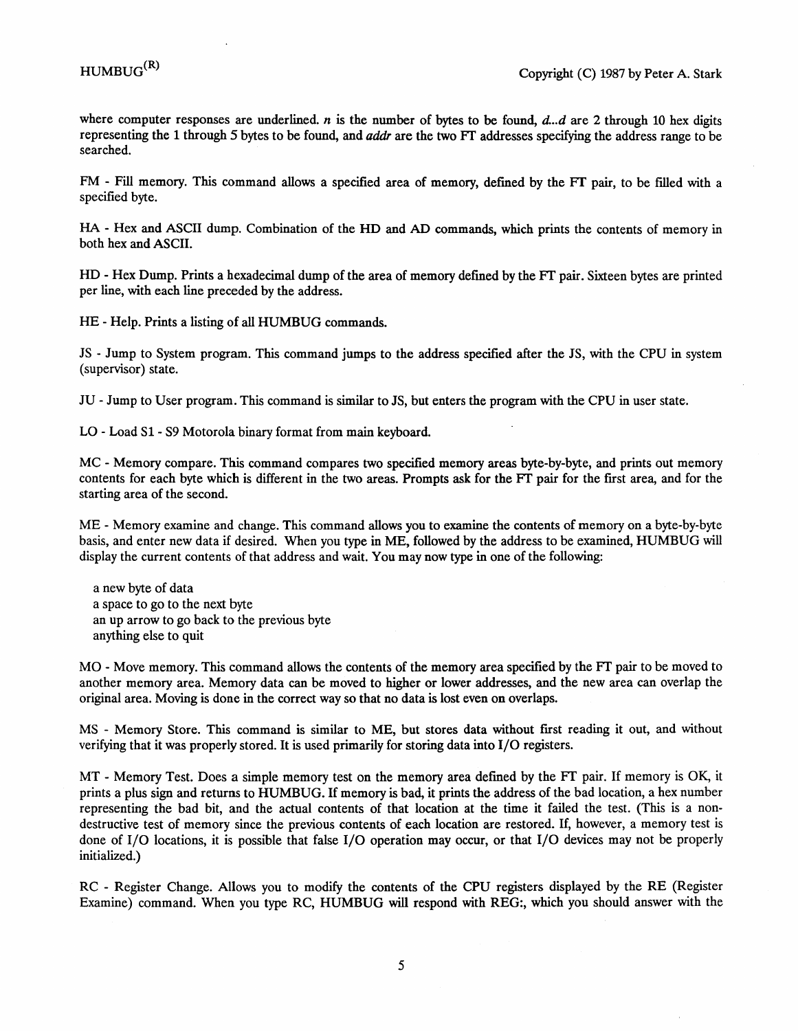where computer responses are underlined. *n* is the number of bytes to be found, *d...d* are 2 through 10 hex digits representing the 1 through 5 bytes to be found, and *addr* are the two FT addresses specifying the address range to be searched.

FM - Fill memory. This command allows a specified area of memory, defined by the FT pair, to be filled with a specified byte.

HA - Hex and ASCII dump. Combination of the HD and AD commands, which prints the contents of memory in both hex and ASCII.

HD - Hex Dump. Prints a hexadecimal dump of the area of memory defined by the FT pair. Sixteen bytes are printed per line, with each line preceded by the address.

HE - Help. Prints a listing of all HUMBUG commands.

JS - Jump to System program. This command jumps to the address specified after the JS, with the CPU in system (supervisor) state.

JU - Jump to User program. This command is similar to JS, but enters the program with the CPU in user state.

LO - Load S1 - S9 Motorola binary format from main keyboard.

MC - Memory compare. This command compares two specified memory areas byte-by-byte, and prints out memory contents for each byte which is different in the two areas. Prompts ask for the FT pair for the first area, and for the starting area of the second.

ME - Memory examine and change. This command allows you to examine the contents of memory on a byte-by-byte basis, and enter new data if desired. When you type in ME, followed by the address to be examined, HUMBUG will display the current contents of that address and wait. You may now type in one of the following:

a new byte of data
a space to go to the next byte
an up arrow to go back to the previous byte
anything else to quit

MO - Move memory. This command allows the contents of the memory area specified by the FT pair to be moved to another memory area. Memory data can be moved to higher or lower addresses, and the new area can overlap the original area. Moving is done in the correct way so that no data is lost even on overlaps.

MS - Memory Store. This command is similar to ME, but stores data without first reading it out, and without verifying that it was properly stored. It is used primarily for storing data into I/O registers.

MT - Memory Test. Does a simple memory test on the memory area defined by the FT pair. If memory is OK, it prints a plus sign and returns to HUMBUG. If memory is bad, it prints the address of the bad location, a hex number representing the bad bit, and the actual contents of that location at the time it failed the test. (This is a non-destructive test of memory since the previous contents of each location are restored. If, however, a memory test is done of I/O locations, it is possible that false I/O operation may occur, or that I/O devices may not be properly initialized.)

RC - Register Change. Allows you to modify the contents of the CPU registers displayed by the RE (Register Examine) command. When you type RC, HUMBUG will respond with REG:, which you should answer with the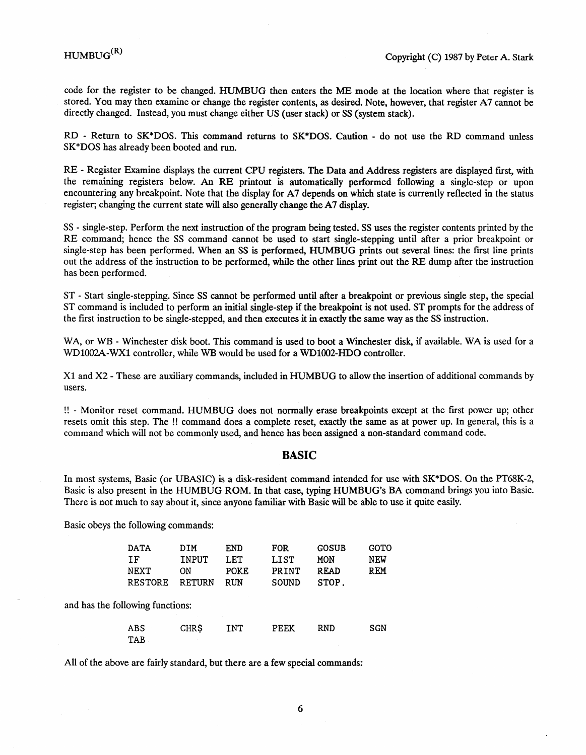code for the register to be changed. HUMBUG then enters the ME mode at the location where that register is stored. You may then examine or change the register contents, as desired. Note, however, that register A7 cannot be directly changed. Instead, you must change either US (user stack) or SS (system stack).

RD - Return to SK*DOS. This command returns to SK*DOS. Caution - do not use the RD command unless SK*DOS has already been booted and run.

RE - Register Examine displays the current CPU registers. The Data and Address registers are displayed first, with the remaining registers below. An RE printout is automatically performed following a single-step or upon encountering any breakpoint. Note that the display for A7 depends on which state is currently reflected in the status register; changing the current state will also generally change the A7 display.

SS - single-step. Perform the next instruction of the program being tested. SS uses the register contents printed by the RE command; hence the SS command cannot be used to start single-stepping until after a prior breakpoint or single-step has been performed. When an SS is performed, HUMBUG prints out several lines: the first line prints out the address of the instruction to be performed, while the other lines print out the RE dump after the instruction has been performed.

ST - Start single-stepping. Since SS cannot be performed until after a breakpoint or previous single step, the special ST command is included to perform an initial single-step if the breakpoint is not used. ST prompts for the address of the first instruction to be single-stepped, and then executes it in exactly the same way as the SS instruction.

WA, or WB - Winchester disk boot. This command is used to boot a Winchester disk, if available. WA is used for a WD1002A-WX1 controller, while WB would be used for a WD1002-HDO controller.

X1 and X2 - These are auxiliary commands, included in HUMBUG to allow the insertion of additional commands by users.

!! - Monitor reset command. HUMBUG does not normally erase breakpoints except at the first power up; other resets omit this step. The !! command does a complete reset, exactly the same as at power up. In general, this is a command which will not be commonly used, and hence has been assigned a non-standard command code.

## BASIC

In most systems, Basic (or UBASIC) is a disk-resident command intended for use with SK*DOS. On the PT68K-2, Basic is also present in the HUMBUG ROM. In that case, typing HUMBUG's BA command brings you into Basic. There is not much to say about it, since anyone familiar with Basic will be able to use it quite easily.

Basic obeys the following commands:

```
DATA     DIM     END     FOR     GOSUB   GOTO
IF       INPUT   LET     LIST    MON     NEW
NEXT     ON      POKE    PRINT   READ    REM
RESTORE  RETURN  RUN     SOUND   STOP.
```

and has the following functions:

```
ABS      CHR$    INT     PEEK    RND     SGN
TAB
```

All of the above are fairly standard, but there are a few special commands: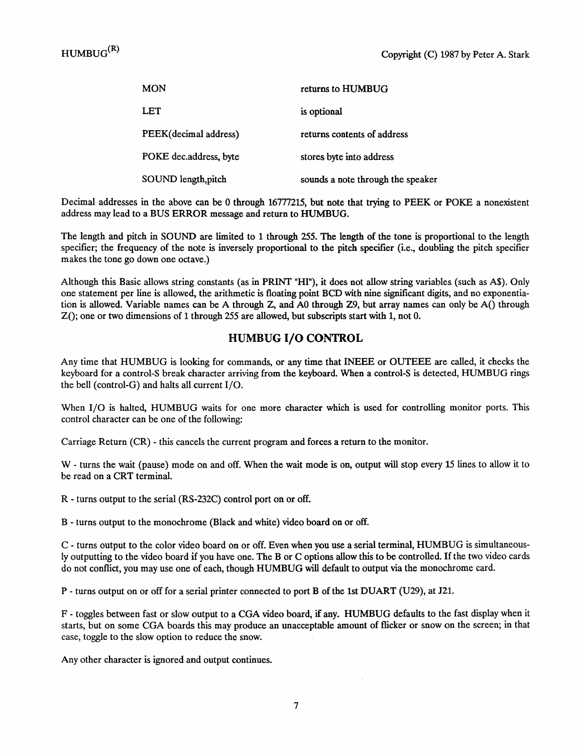| | |
|---|---|
| MON | returns to HUMBUG |
| LET | is optional |
| PEEK(decimal address) | returns contents of address |
| POKE dec.address, byte | stores byte into address |
| SOUND length,pitch | sounds a note through the speaker |

Decimal addresses in the above can be 0 through 16777215, but note that trying to PEEK or POKE a nonexistent address may lead to a BUS ERROR message and return to HUMBUG.

The length and pitch in SOUND are limited to 1 through 255. The length of the tone is proportional to the length specifier; the frequency of the note is inversely proportional to the pitch specifier (i.e., doubling the pitch specifier makes the tone go down one octave.)

Although this Basic allows string constants (as in PRINT "HI"), it does not allow string variables (such as A$). Only one statement per line is allowed, the arithmetic is floating point BCD with nine significant digits, and no exponentiation is allowed. Variable names can be A through Z, and A0 through Z9, but array names can only be A() through Z(); one or two dimensions of 1 through 255 are allowed, but subscripts start with 1, not 0.

## HUMBUG I/O CONTROL

Any time that HUMBUG is looking for commands, or any time that INEEE or OUTEEE are called, it checks the keyboard for a control-S break character arriving from the keyboard. When a control-S is detected, HUMBUG rings the bell (control-G) and halts all current I/O.

When I/O is halted, HUMBUG waits for one more character which is used for controlling monitor ports. This control character can be one of the following:

Carriage Return (CR) - this cancels the current program and forces a return to the monitor.

W - turns the wait (pause) mode on and off. When the wait mode is on, output will stop every 15 lines to allow it to be read on a CRT terminal.

R - turns output to the serial (RS-232C) control port on or off.

B - turns output to the monochrome (Black and white) video board on or off.

C - turns output to the color video board on or off. Even when you use a serial terminal, HUMBUG is simultaneously outputting to the video board if you have one. The B or C options allow this to be controlled. If the two video cards do not conflict, you may use one of each, though HUMBUG will default to output via the monochrome card.

P - turns output on or off for a serial printer connected to port B of the 1st DUART (U29), at J21.

F - toggles between fast or slow output to a CGA video board, if any. HUMBUG defaults to the fast display when it starts, but on some CGA boards this may produce an unacceptable amount of flicker or snow on the screen; in that case, toggle to the slow option to reduce the snow.

Any other character is ignored and output continues.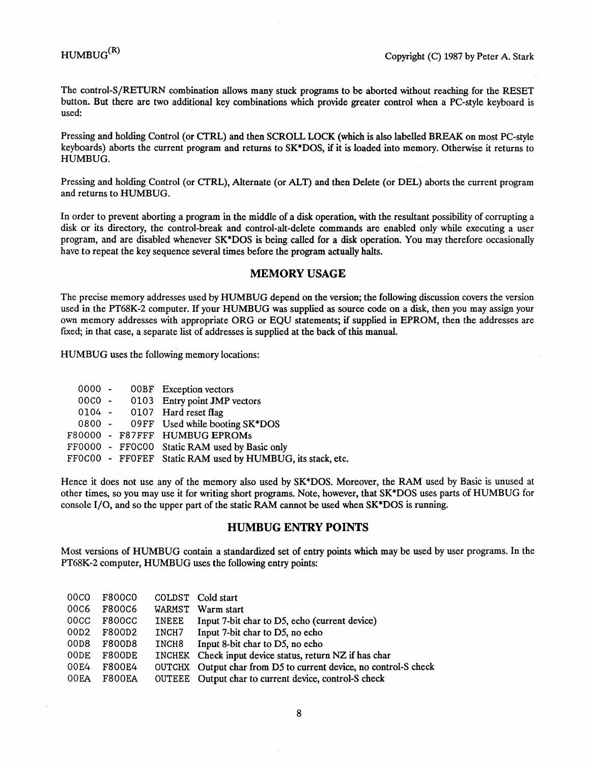The control-S/RETURN combination allows many stuck programs to be aborted without reaching for the RESET button. But there are two additional key combinations which provide greater control when a PC-style keyboard is used:

Pressing and holding Control (or CTRL) and then SCROLL LOCK (which is also labelled BREAK on most PC-style keyboards) aborts the current program and returns to SK*DOS, if it is loaded into memory. Otherwise it returns to HUMBUG.

Pressing and holding Control (or CTRL), Alternate (or ALT) and then Delete (or DEL) aborts the current program and returns to HUMBUG.

In order to prevent aborting a program in the middle of a disk operation, with the resultant possibility of corrupting a disk or its directory, the control-break and control-alt-delete commands are enabled only while executing a user program, and are disabled whenever SK*DOS is being called for a disk operation. You may therefore occasionally have to repeat the key sequence several times before the program actually halts.

## MEMORY USAGE

The precise memory addresses used by HUMBUG depend on the version; the following discussion covers the version used in the PT68K-2 computer. If your HUMBUG was supplied as source code on a disk, then you may assign your own memory addresses with appropriate ORG or EQU statements; if supplied in EPROM, then the addresses are fixed; in that case, a separate list of addresses is supplied at the back of this manual.

HUMBUG uses the following memory locations:

```
  0000 -   00BF  Exception vectors
  00C0 -   0103  Entry point JMP vectors
  0104 -   0107  Hard reset flag
  0800 -   09FF  Used while booting SK*DOS
F80000 - F87FFF  HUMBUG EPROMs
FF0000 - FF0C00  Static RAM used by Basic only
FF0C00 - FF0FEF  Static RAM used by HUMBUG, its stack, etc.
```

Hence it does not use any of the memory also used by SK*DOS. Moreover, the RAM used by Basic is unused at other times, so you may use it for writing short programs. Note, however, that SK*DOS uses parts of HUMBUG for console I/O, and so the upper part of the static RAM cannot be used when SK*DOS is running.

## HUMBUG ENTRY POINTS

Most versions of HUMBUG contain a standardized set of entry points which may be used by user programs. In the PT68K-2 computer, HUMBUG uses the following entry points:

```
00C0  F800C0   COLDST  Cold start
00C6  F800C6   WARMST  Warm start
00CC  F800CC   INEEE   Input 7-bit char to D5, echo (current device)
00D2  F800D2   INCH7   Input 7-bit char to D5, no echo
00D8  F800D8   INCH8   Input 8-bit char to D5, no echo
00DE  F800DE   INCHEK  Check input device status, return NZ if has char
00E4  F800E4   OUTCHX  Output char from D5 to current device, no control-S check
00EA  F800EA   OUTEEE  Output char to current device, control-S check
```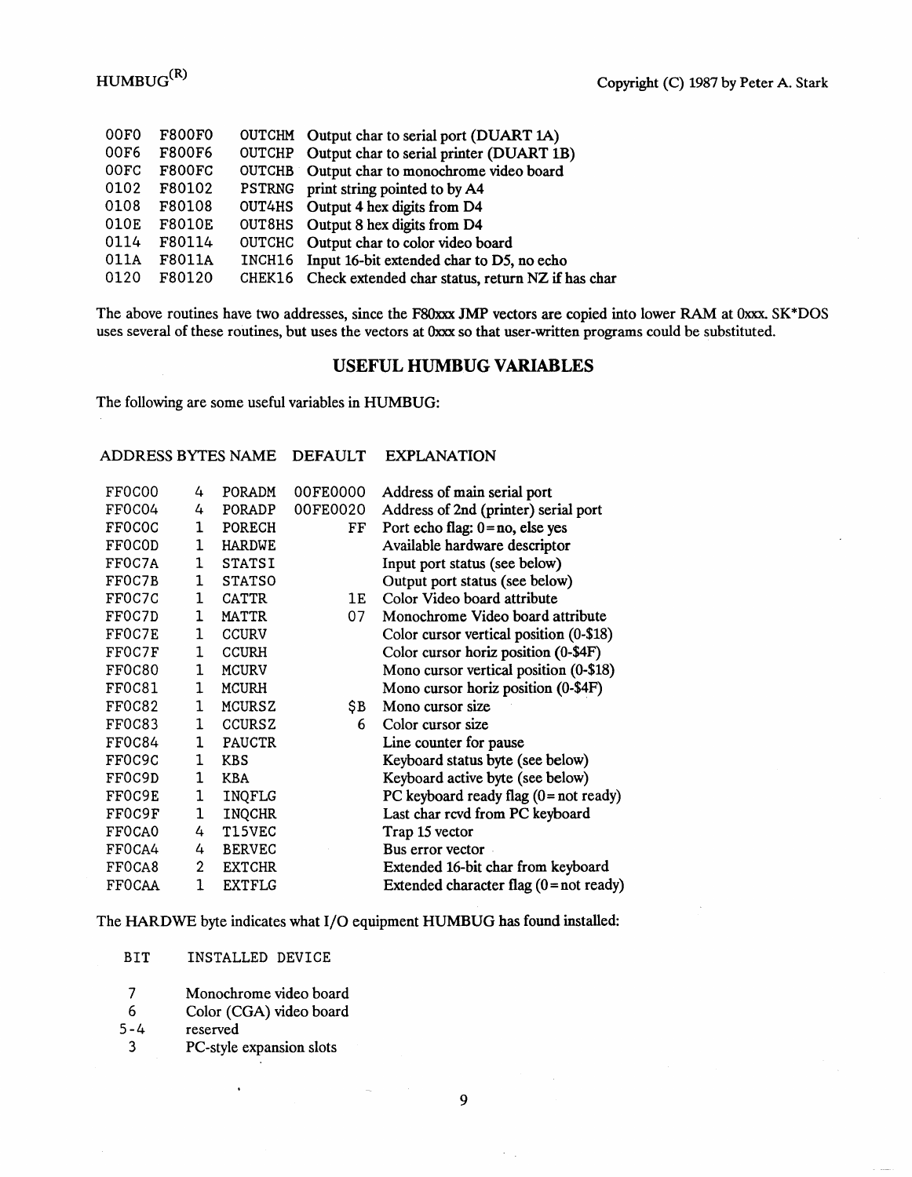| | | | |
|---|---|---|---|
| 00F0 | F800F0 | OUTCHM | Output char to serial port (DUART 1A) |
| 00F6 | F800F6 | OUTCHP | Output char to serial printer (DUART 1B) |
| 00FC | F800FC | OUTCHB | Output char to monochrome video board |
| 0102 | F80102 | PSTRNG | print string pointed to by A4 |
| 0108 | F80108 | OUT4HS | Output 4 hex digits from D4 |
| 010E | F8010E | OUT8HS | Output 8 hex digits from D4 |
| 0114 | F80114 | OUTCHC | Output char to color video board |
| 011A | F8011A | INCH16 | Input 16-bit extended char to D5, no echo |
| 0120 | F80120 | CHEK16 | Check extended char status, return NZ if has char |

The above routines have two addresses, since the F80xxx JMP vectors are copied into lower RAM at 0xxx. SK*DOS uses several of these routines, but uses the vectors at 0xxx so that user-written programs could be substituted.

## USEFUL HUMBUG VARIABLES

The following are some useful variables in HUMBUG:

| ADDRESS | BYTES | NAME | DEFAULT | EXPLANATION |
|---|---|---|---|---|
| FF0C00 | 4 | PORADM | 00FE0000 | Address of main serial port |
| FF0C04 | 4 | PORADP | 00FE0020 | Address of 2nd (printer) serial port |
| FF0C0C | 1 | PORECH | FF | Port echo flag: 0=no, else yes |
| FF0C0D | 1 | HARDWE | | Available hardware descriptor |
| FF0C7A | 1 | STATSI | | Input port status (see below) |
| FF0C7B | 1 | STATSO | | Output port status (see below) |
| FF0C7C | 1 | CATTR | 1E | Color Video board attribute |
| FF0C7D | 1 | MATTR | 07 | Monochrome Video board attribute |
| FF0C7E | 1 | CCURV | | Color cursor vertical position (0-$18) |
| FF0C7F | 1 | CCURH | | Color cursor horiz position (0-$4F) |
| FF0C80 | 1 | MCURV | | Mono cursor vertical position (0-$18) |
| FF0C81 | 1 | MCURH | | Mono cursor horiz position (0-$4F) |
| FF0C82 | 1 | MCURSZ | $B | Mono cursor size |
| FF0C83 | 1 | CCURSZ | 6 | Color cursor size |
| FF0C84 | 1 | PAUCTR | | Line counter for pause |
| FF0C9C | 1 | KBS | | Keyboard status byte (see below) |
| FF0C9D | 1 | KBA | | Keyboard active byte (see below) |
| FF0C9E | 1 | INQFLG | | PC keyboard ready flag (0=not ready) |
| FF0C9F | 1 | INQCHR | | Last char rcvd from PC keyboard |
| FF0CA0 | 4 | T15VEC | | Trap 15 vector |
| FF0CA4 | 4 | BERVEC | | Bus error vector |
| FF0CA8 | 2 | EXTCHR | | Extended 16-bit char from keyboard |
| FF0CAA | 1 | EXTFLG | | Extended character flag (0=not ready) |

The HARDWE byte indicates what I/O equipment HUMBUG has found installed:

| BIT | INSTALLED DEVICE |
|---|---|
| 7 | Monochrome video board |
| 6 | Color (CGA) video board |
| 5-4 | reserved |
| 3 | PC-style expansion slots |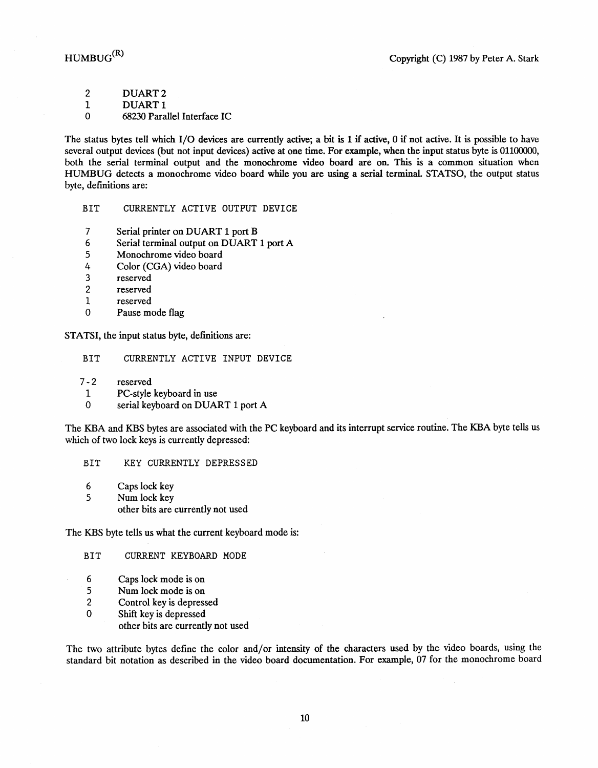| | |
|---|---|
| 2 | DUART 2 |
| 1 | DUART 1 |
| 0 | 68230 Parallel Interface IC |

The status bytes tell which I/O devices are currently active; a bit is 1 if active, 0 if not active. It is possible to have several output devices (but not input devices) active at one time. For example, when the input status byte is 01100000, both the serial terminal output and the monochrome video board are on. This is a common situation when HUMBUG detects a monochrome video board while you are using a serial terminal. STATSO, the output status byte, definitions are:

| BIT | CURRENTLY ACTIVE OUTPUT DEVICE |
|---|---|
| 7 | Serial printer on DUART 1 port B |
| 6 | Serial terminal output on DUART 1 port A |
| 5 | Monochrome video board |
| 4 | Color (CGA) video board |
| 3 | reserved |
| 2 | reserved |
| 1 | reserved |
| 0 | Pause mode flag |

STATSI, the input status byte, definitions are:

| BIT | CURRENTLY ACTIVE INPUT DEVICE |
|---|---|
| 7-2 | reserved |
| 1 | PC-style keyboard in use |
| 0 | serial keyboard on DUART 1 port A |

The KBA and KBS bytes are associated with the PC keyboard and its interrupt service routine. The KBA byte tells us which of two lock keys is currently depressed:

| BIT | KEY CURRENTLY DEPRESSED |
|---|---|
| 6 | Caps lock key |
| 5 | Num lock key |
| | other bits are currently not used |

The KBS byte tells us what the current keyboard mode is:

| BIT | CURRENT KEYBOARD MODE |
|---|---|
| 6 | Caps lock mode is on |
| 5 | Num lock mode is on |
| 2 | Control key is depressed |
| 0 | Shift key is depressed |
| | other bits are currently not used |

The two attribute bytes define the color and/or intensity of the characters used by the video boards, using the standard bit notation as described in the video board documentation. For example, 07 for the monochrome board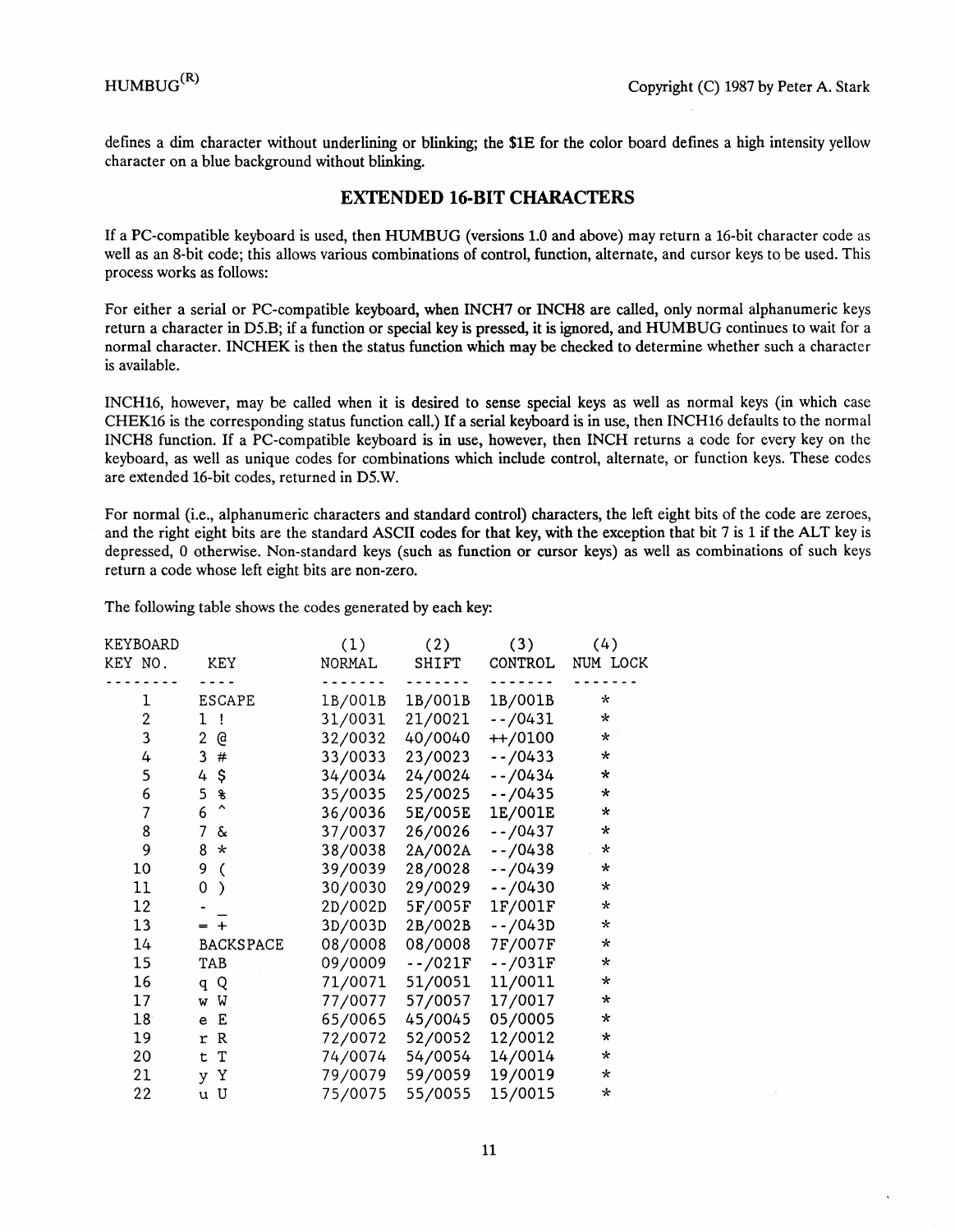defines a dim character without underlining or blinking; the $1E for the color board defines a high intensity yellow character on a blue background without blinking.

## EXTENDED 16-BIT CHARACTERS

If a PC-compatible keyboard is used, then HUMBUG (versions 1.0 and above) may return a 16-bit character code as well as an 8-bit code; this allows various combinations of control, function, alternate, and cursor keys to be used. This process works as follows:

For either a serial or PC-compatible keyboard, when INCH7 or INCH8 are called, only normal alphanumeric keys return a character in D5.B; if a function or special key is pressed, it is ignored, and HUMBUG continues to wait for a normal character. INCHEK is then the status function which may be checked to determine whether such a character is available.

INCH16, however, may be called when it is desired to sense special keys as well as normal keys (in which case CHEK16 is the corresponding status function call.) If a serial keyboard is in use, then INCH16 defaults to the normal INCH8 function. If a PC-compatible keyboard is in use, however, then INCH returns a code for every key on the keyboard, as well as unique codes for combinations which include control, alternate, or function keys. These codes are extended 16-bit codes, returned in D5.W.

For normal (i.e., alphanumeric characters and standard control) characters, the left eight bits of the code are zeroes, and the right eight bits are the standard ASCII codes for that key, with the exception that bit 7 is 1 if the ALT key is depressed, 0 otherwise. Non-standard keys (such as function or cursor keys) as well as combinations of such keys return a code whose left eight bits are non-zero.

The following table shows the codes generated by each key:

| KEYBOARD KEY NO. | KEY | (1) NORMAL | (2) SHIFT | (3) CONTROL | (4) NUM LOCK |
|---|---|---|---|---|---|
| 1 | ESCAPE | 1B/001B | 1B/001B | 1B/001B | * |
| 2 | 1 ! | 31/0031 | 21/0021 | --/0431 | * |
| 3 | 2 @ | 32/0032 | 40/0040 | ++/0100 | * |
| 4 | 3 # | 33/0033 | 23/0023 | --/0433 | * |
| 5 | 4 $ | 34/0034 | 24/0024 | --/0434 | * |
| 6 | 5 % | 35/0035 | 25/0025 | --/0435 | * |
| 7 | 6 ^ | 36/0036 | 5E/005E | 1E/001E | * |
| 8 | 7 & | 37/0037 | 26/0026 | --/0437 | * |
| 9 | 8 * | 38/0038 | 2A/002A | --/0438 | * |
| 10 | 9 ( | 39/0039 | 28/0028 | --/0439 | * |
| 11 | 0 ) | 30/0030 | 29/0029 | --/0430 | * |
| 12 | - _ | 2D/002D | 5F/005F | 1F/001F | * |
| 13 | = + | 3D/003D | 2B/002B | --/043D | * |
| 14 | BACKSPACE | 08/0008 | 08/0008 | 7F/007F | * |
| 15 | TAB | 09/0009 | --/021F | --/031F | * |
| 16 | q Q | 71/0071 | 51/0051 | 11/0011 | * |
| 17 | w W | 77/0077 | 57/0057 | 17/0017 | * |
| 18 | e E | 65/0065 | 45/0045 | 05/0005 | * |
| 19 | r R | 72/0072 | 52/0052 | 12/0012 | * |
| 20 | t T | 74/0074 | 54/0054 | 14/0014 | * |
| 21 | y Y | 79/0079 | 59/0059 | 19/0019 | * |
| 22 | u U | 75/0075 | 55/0055 | 15/0015 | * |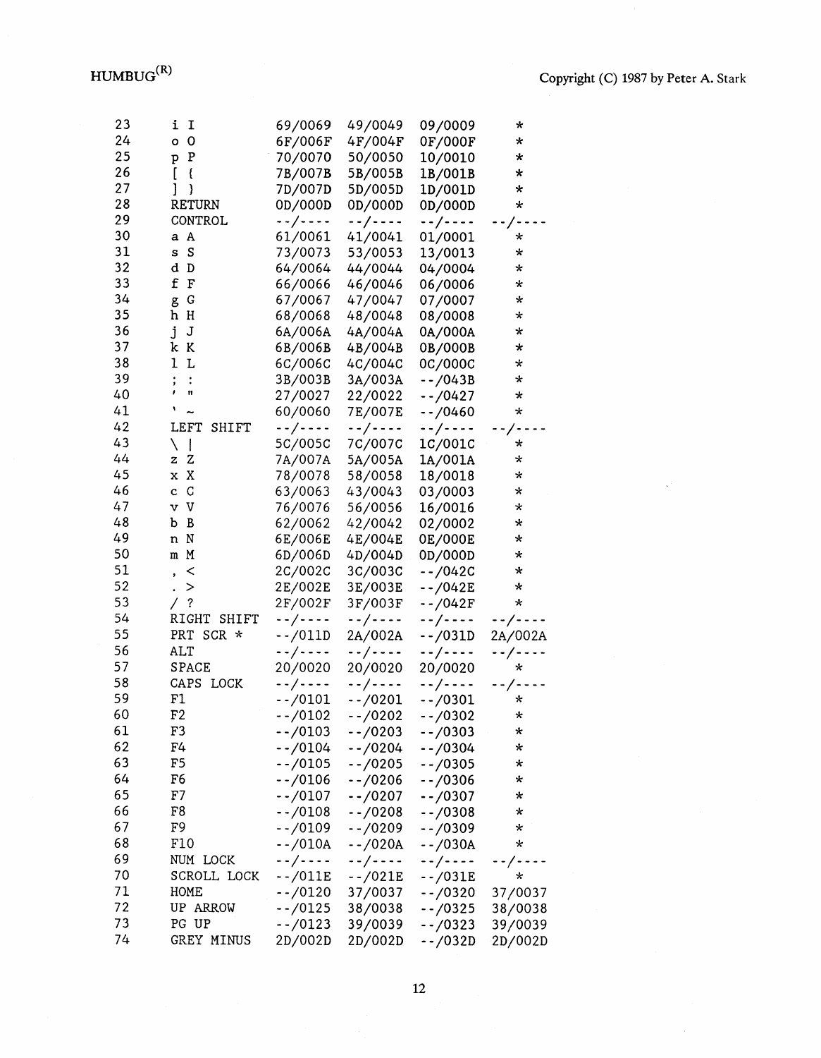| 23 | i I | 69/0069 | 49/0049 | 09/0009 | * |
|---|---|---|---|---|---|
| 24 | o O | 6F/006F | 4F/004F | 0F/000F | * |
| 25 | p P | 70/0070 | 50/0050 | 10/0010 | * |
| 26 | [ { | 7B/007B | 5B/005B | 1B/001B | * |
| 27 | ] } | 7D/007D | 5D/005D | 1D/001D | * |
| 28 | RETURN | 0D/000D | 0D/000D | 0D/000D | * |
| 29 | CONTROL | --/---- | --/---- | --/---- | --/---- |
| 30 | a A | 61/0061 | 41/0041 | 01/0001 | * |
| 31 | s S | 73/0073 | 53/0053 | 13/0013 | * |
| 32 | d D | 64/0064 | 44/0044 | 04/0004 | * |
| 33 | f F | 66/0066 | 46/0046 | 06/0006 | * |
| 34 | g G | 67/0067 | 47/0047 | 07/0007 | * |
| 35 | h H | 68/0068 | 48/0048 | 08/0008 | * |
| 36 | j J | 6A/006A | 4A/004A | 0A/000A | * |
| 37 | k K | 6B/006B | 4B/004B | 0B/000B | * |
| 38 | l L | 6C/006C | 4C/004C | 0C/000C | * |
| 39 | ; : | 3B/003B | 3A/003A | --/043B | * |
| 40 | ' " | 27/0027 | 22/0022 | --/0427 | * |
| 41 | ` ~ | 60/0060 | 7E/007E | --/0460 | * |
| 42 | LEFT SHIFT | --/---- | --/---- | --/---- | --/---- |
| 43 | \ \| | 5C/005C | 7C/007C | 1C/001C | * |
| 44 | z Z | 7A/007A | 5A/005A | 1A/001A | * |
| 45 | x X | 78/0078 | 58/0058 | 18/0018 | * |
| 46 | c C | 63/0063 | 43/0043 | 03/0003 | * |
| 47 | v V | 76/0076 | 56/0056 | 16/0016 | * |
| 48 | b B | 62/0062 | 42/0042 | 02/0002 | * |
| 49 | n N | 6E/006E | 4E/004E | 0E/000E | * |
| 50 | m M | 6D/006D | 4D/004D | 0D/000D | * |
| 51 | , < | 2C/002C | 3C/003C | --/042C | * |
| 52 | . > | 2E/002E | 3E/003E | --/042E | * |
| 53 | / ? | 2F/002F | 3F/003F | --/042F | * |
| 54 | RIGHT SHIFT | --/---- | --/---- | --/---- | --/---- |
| 55 | PRT SCR * | --/011D | 2A/002A | --/031D | 2A/002A |
| 56 | ALT | --/---- | --/---- | --/---- | --/---- |
| 57 | SPACE | 20/0020 | 20/0020 | 20/0020 | * |
| 58 | CAPS LOCK | --/---- | --/---- | --/---- | --/---- |
| 59 | F1 | --/0101 | --/0201 | --/0301 | * |
| 60 | F2 | --/0102 | --/0202 | --/0302 | * |
| 61 | F3 | --/0103 | --/0203 | --/0303 | * |
| 62 | F4 | --/0104 | --/0204 | --/0304 | * |
| 63 | F5 | --/0105 | --/0205 | --/0305 | * |
| 64 | F6 | --/0106 | --/0206 | --/0306 | * |
| 65 | F7 | --/0107 | --/0207 | --/0307 | * |
| 66 | F8 | --/0108 | --/0208 | --/0308 | * |
| 67 | F9 | --/0109 | --/0209 | --/0309 | * |
| 68 | F10 | --/010A | --/020A | --/030A | * |
| 69 | NUM LOCK | --/---- | --/---- | --/---- | --/---- |
| 70 | SCROLL LOCK | --/011E | --/021E | --/031E | * |
| 71 | HOME | --/0120 | 37/0037 | --/0320 | 37/0037 |
| 72 | UP ARROW | --/0125 | 38/0038 | --/0325 | 38/0038 |
| 73 | PG UP | --/0123 | 39/0039 | --/0323 | 39/0039 |
| 74 | GREY MINUS | 2D/002D | 2D/002D | --/032D | 2D/002D |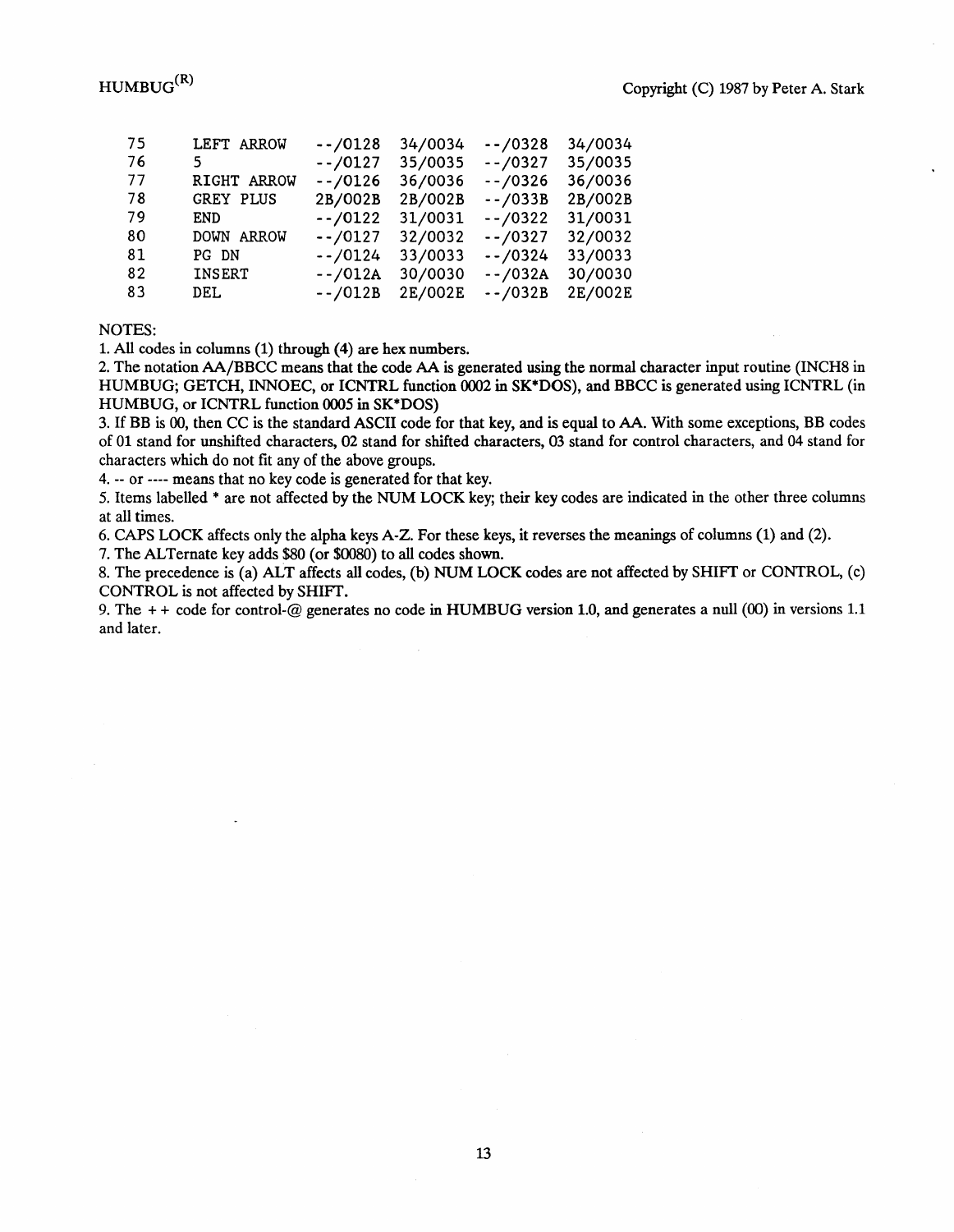| | | | | | |
|---|---|---|---|---|---|
| 75 | LEFT ARROW | --/0128 | 34/0034 | --/0328 | 34/0034 |
| 76 | 5 | --/0127 | 35/0035 | --/0327 | 35/0035 |
| 77 | RIGHT ARROW | --/0126 | 36/0036 | --/0326 | 36/0036 |
| 78 | GREY PLUS | 2B/002B | 2B/002B | --/033B | 2B/002B |
| 79 | END | --/0122 | 31/0031 | --/0322 | 31/0031 |
| 80 | DOWN ARROW | --/0127 | 32/0032 | --/0327 | 32/0032 |
| 81 | PG DN | --/0124 | 33/0033 | --/0324 | 33/0033 |
| 82 | INSERT | --/012A | 30/0030 | --/032A | 30/0030 |
| 83 | DEL | --/012B | 2E/002E | --/032B | 2E/002E |

NOTES:

1. All codes in columns (1) through (4) are hex numbers.
2. The notation AA/BBCC means that the code AA is generated using the normal character input routine (INCH8 in HUMBUG; GETCH, INNOEC, or ICNTRL function 0002 in SK*DOS), and BBCC is generated using ICNTRL (in HUMBUG, or ICNTRL function 0005 in SK*DOS)
3. If BB is 00, then CC is the standard ASCII code for that key, and is equal to AA. With some exceptions, BB codes of 01 stand for unshifted characters, 02 stand for shifted characters, 03 stand for control characters, and 04 stand for characters which do not fit any of the above groups.
4. -- or ---- means that no key code is generated for that key.
5. Items labelled * are not affected by the NUM LOCK key; their key codes are indicated in the other three columns at all times.
6. CAPS LOCK affects only the alpha keys A-Z. For these keys, it reverses the meanings of columns (1) and (2).
7. The ALTernate key adds $80 (or $0080) to all codes shown.
8. The precedence is (a) ALT affects all codes, (b) NUM LOCK codes are not affected by SHIFT or CONTROL, (c) CONTROL is not affected by SHIFT.
9. The ++ code for control-@ generates no code in HUMBUG version 1.0, and generates a null (00) in versions 1.1 and later.